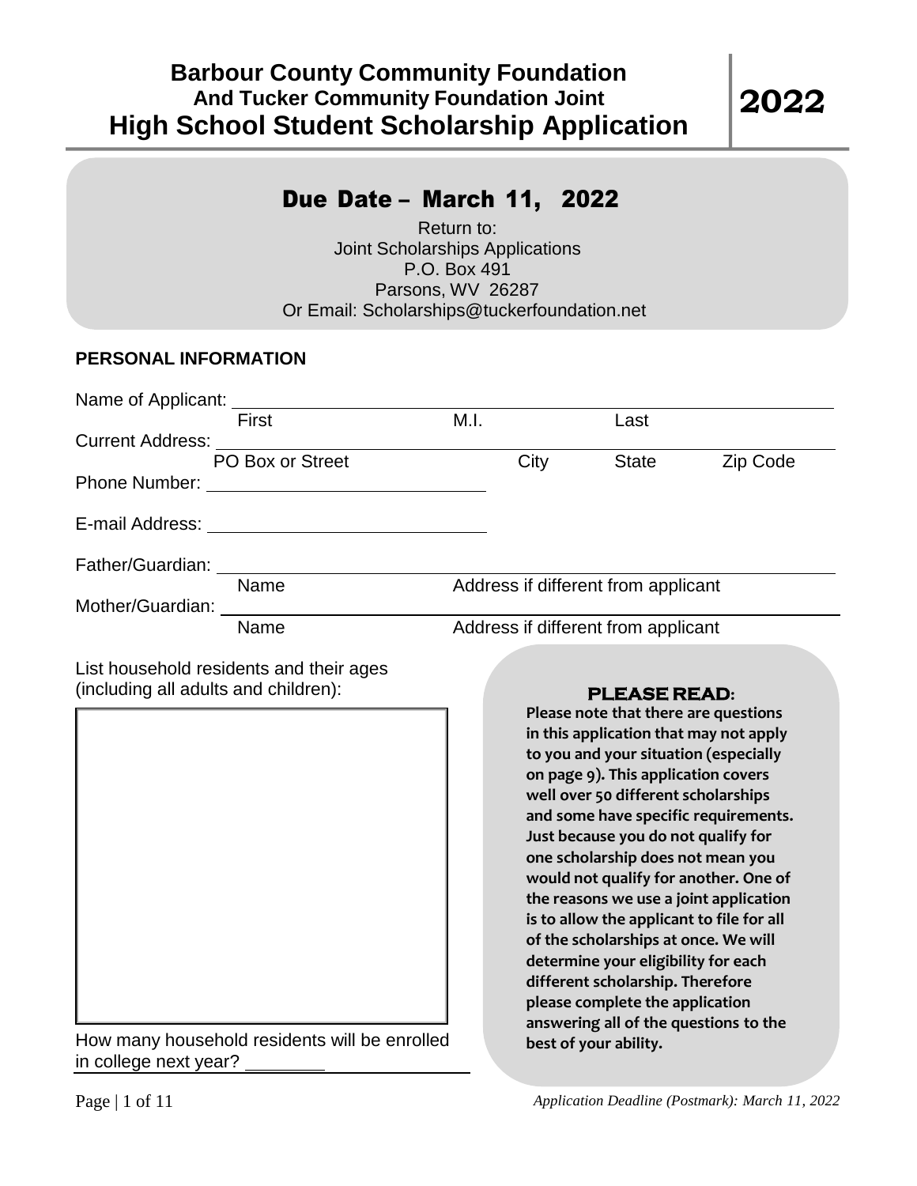# Barbour County Community Foundation
## And Tucker Community Foundation Joint
# High School Student Scholarship Application

# 2022

## Due Date – March 11, 2022

Return to:
Joint Scholarships Applications
P.O. Box 491
Parsons, WV 26287
Or Email: Scholarships@tuckerfoundation.net

### PERSONAL INFORMATION

Name of Applicant: ______________________________________________
First M.I. Last

Current Address: ______________________________________________
PO Box or Street City State Zip Code

Phone Number: ____________________________

E-mail Address: ____________________________

Father/Guardian: ______________________________________________
Name Address if different from applicant

Mother/Guardian: ______________________________________________
Name Address if different from applicant

List household residents and their ages (including all adults and children):

How many household residents will be enrolled in college next year? ________

**PLEASE READ:**

**Please note that there are questions in this application that may not apply to you and your situation (especially on page 9). This application covers well over 50 different scholarships and some have specific requirements. Just because you do not qualify for one scholarship does not mean you would not qualify for another. One of the reasons we use a joint application is to allow the applicant to file for all of the scholarships at once. We will determine your eligibility for each different scholarship. Therefore please complete the application answering all of the questions to the best of your ability.**

*Application Deadline (Postmark): March 11, 2022*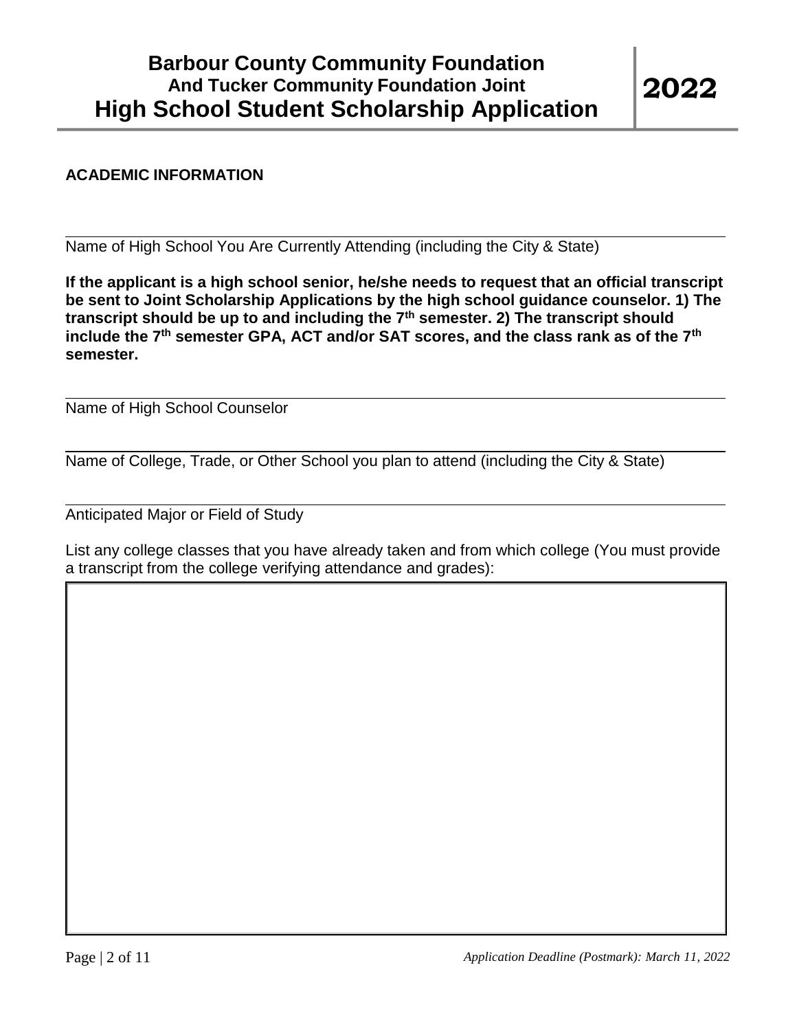## ACADEMIC INFORMATION

\_\_\_\_\_\_\_\_\_\_\_\_\_\_\_\_\_\_\_\_\_\_\_\_\_\_\_\_\_\_\_\_\_\_\_\_\_\_\_\_\_\_\_\_\_\_\_\_\_\_\_\_\_\_\_\_\_\_\_\_

Name of High School You Are Currently Attending (including the City & State)

**If the applicant is a high school senior, he/she needs to request that an official transcript be sent to Joint Scholarship Applications by the high school guidance counselor. 1) The transcript should be up to and including the 7th semester. 2) The transcript should include the 7th semester GPA, ACT and/or SAT scores, and the class rank as of the 7th semester.**

\_\_\_\_\_\_\_\_\_\_\_\_\_\_\_\_\_\_\_\_\_\_\_\_\_\_\_\_\_\_\_\_\_\_\_\_\_\_\_\_\_\_\_\_\_\_\_\_\_\_\_\_\_\_\_\_\_\_\_\_

Name of High School Counselor

\_\_\_\_\_\_\_\_\_\_\_\_\_\_\_\_\_\_\_\_\_\_\_\_\_\_\_\_\_\_\_\_\_\_\_\_\_\_\_\_\_\_\_\_\_\_\_\_\_\_\_\_\_\_\_\_\_\_\_\_

Name of College, Trade, or Other School you plan to attend (including the City & State)

\_\_\_\_\_\_\_\_\_\_\_\_\_\_\_\_\_\_\_\_\_\_\_\_\_\_\_\_\_\_\_\_\_\_\_\_\_\_\_\_\_\_\_\_\_\_\_\_\_\_\_\_\_\_\_\_\_\_\_\_

Anticipated Major or Field of Study

List any college classes that you have already taken and from which college (You must provide a transcript from the college verifying attendance and grades):

| |
|---|
| |

*Application Deadline (Postmark): March 11, 2022*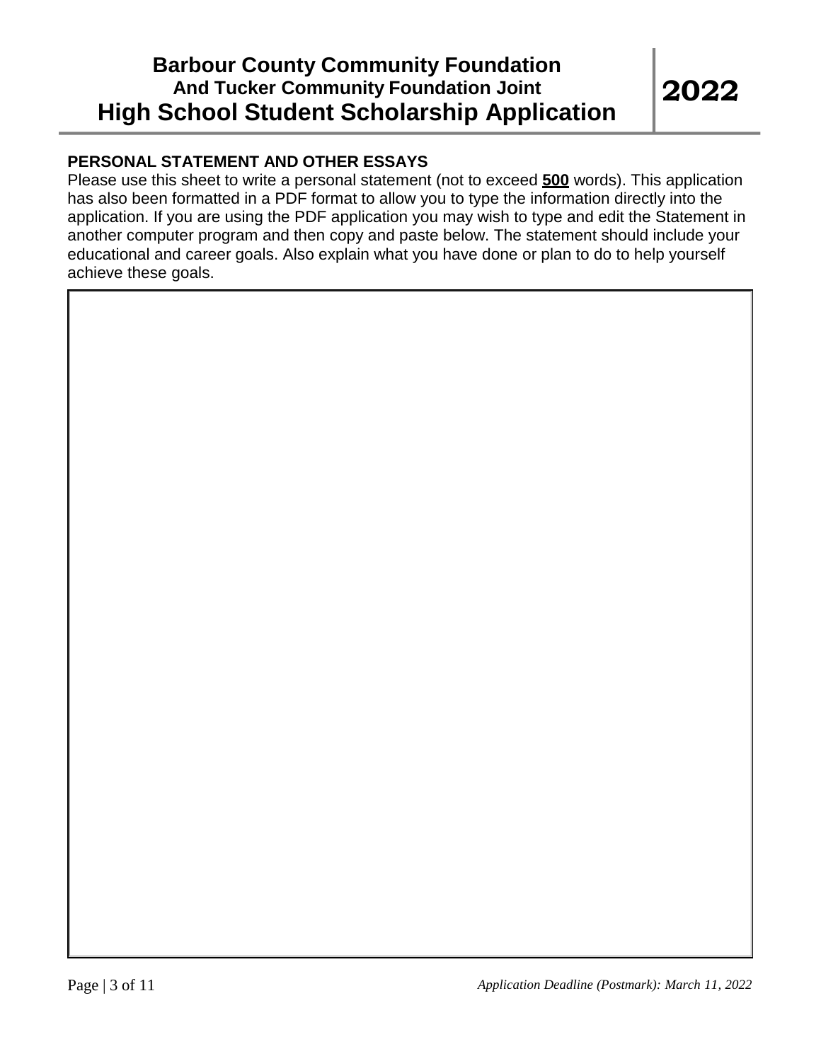## PERSONAL STATEMENT AND OTHER ESSAYS

Please use this sheet to write a personal statement (not to exceed **500** words). This application has also been formatted in a PDF format to allow you to type the information directly into the application. If you are using the PDF application you may wish to type and edit the Statement in another computer program and then copy and paste below. The statement should include your educational and career goals. Also explain what you have done or plan to do to help yourself achieve these goals.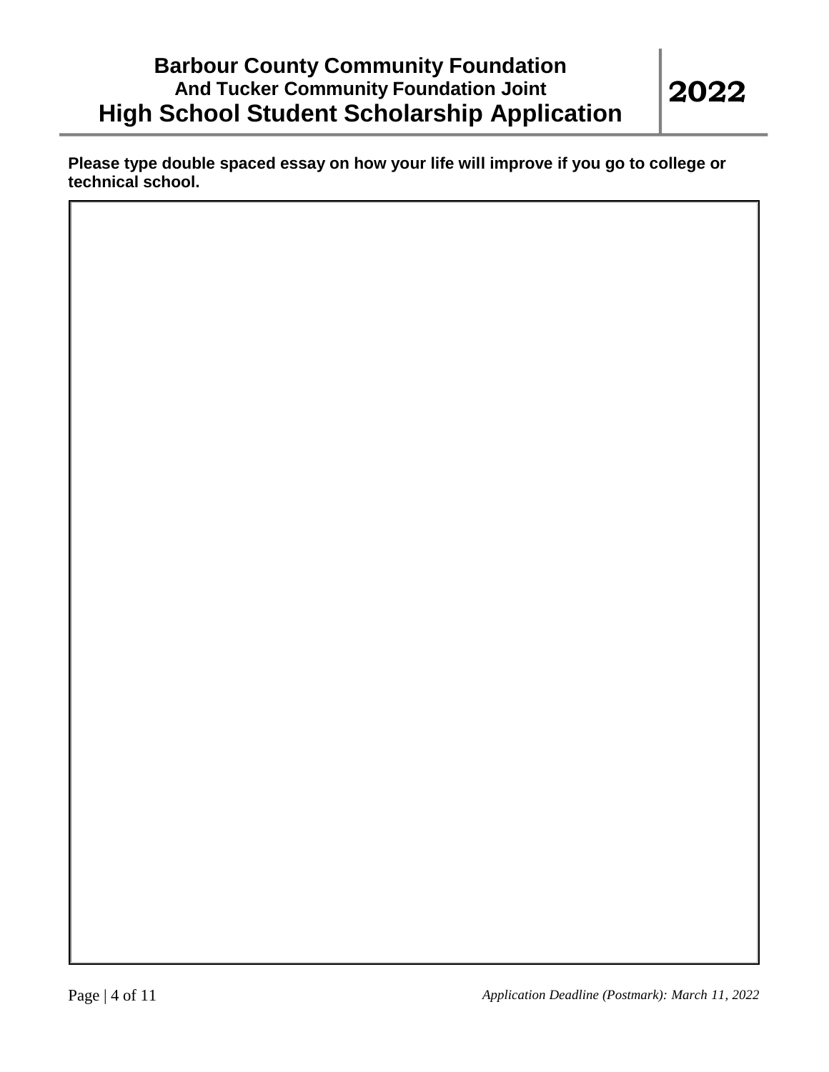# Barbour County Community Foundation
## And Tucker Community Foundation Joint
# High School Student Scholarship Application

# 2022

**Please type double spaced essay on how your life will improve if you go to college or technical school.**

*Application Deadline (Postmark): March 11, 2022*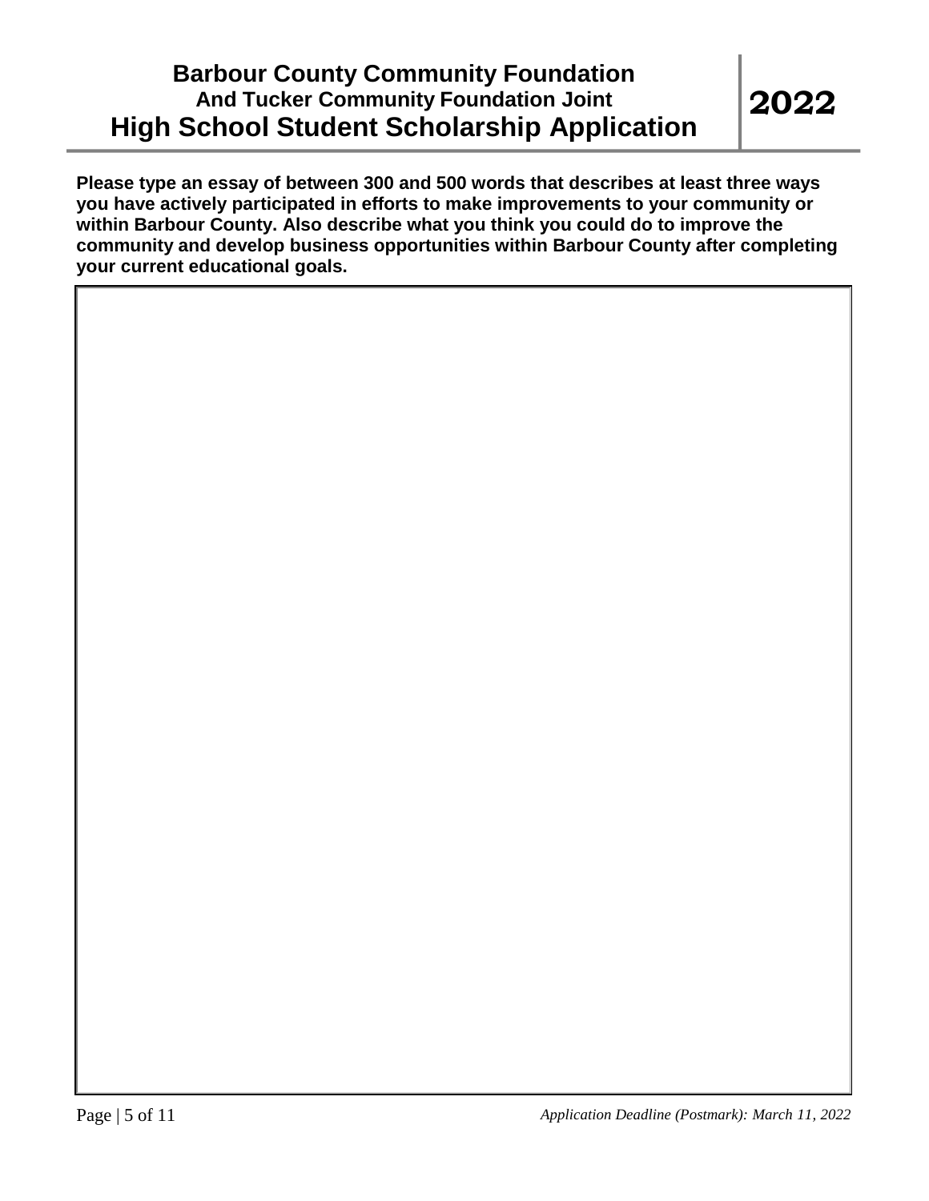# Barbour County Community Foundation
## And Tucker Community Foundation Joint
# High School Student Scholarship Application

**2022**

**Please type an essay of between 300 and 500 words that describes at least three ways you have actively participated in efforts to make improvements to your community or within Barbour County. Also describe what you think you could do to improve the community and develop business opportunities within Barbour County after completing your current educational goals.**

*Application Deadline (Postmark): March 11, 2022*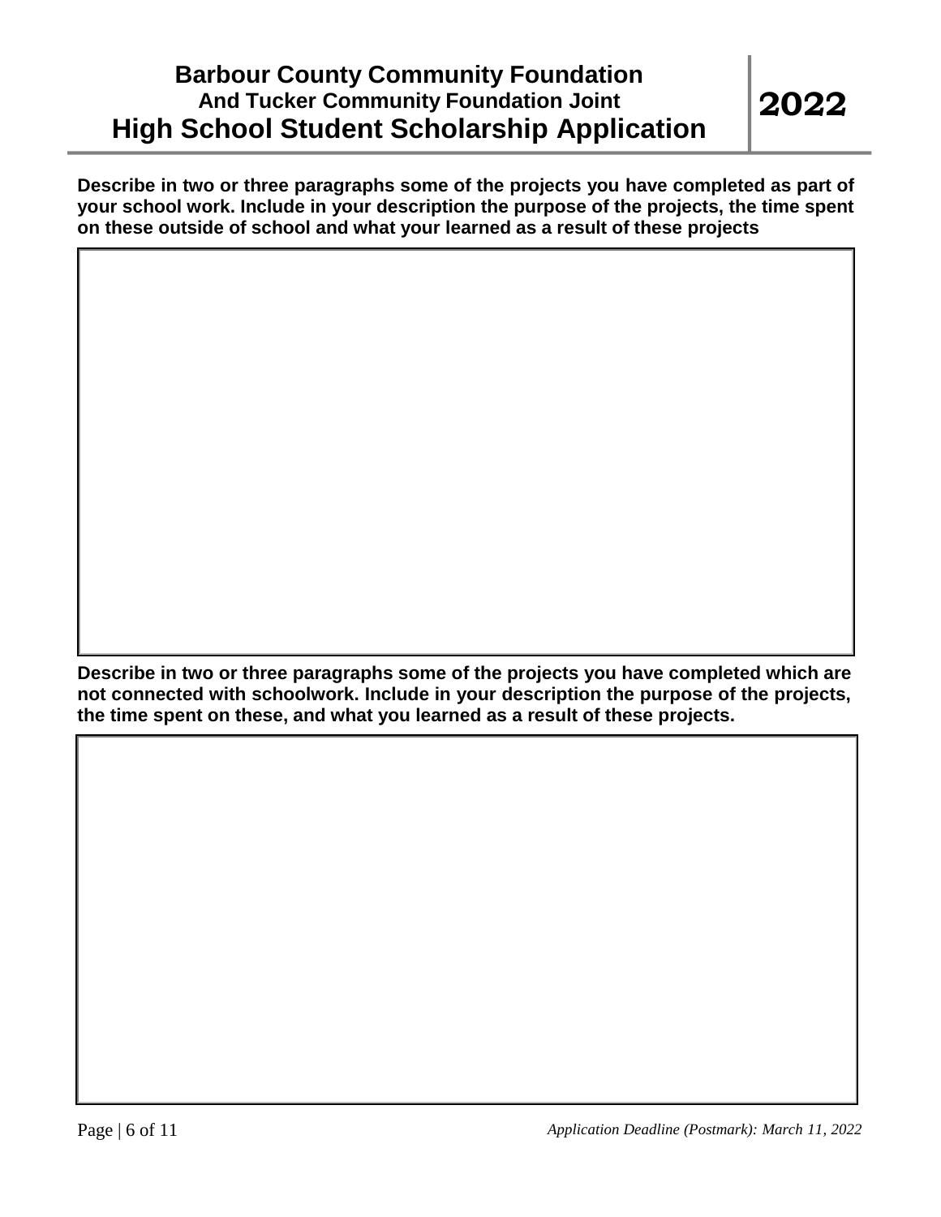**Describe in two or three paragraphs some of the projects you have completed as part of your school work. Include in your description the purpose of the projects, the time spent on these outside of school and what your learned as a result of these projects**

**Describe in two or three paragraphs some of the projects you have completed which are not connected with schoolwork. Include in your description the purpose of the projects, the time spent on these, and what you learned as a result of these projects.**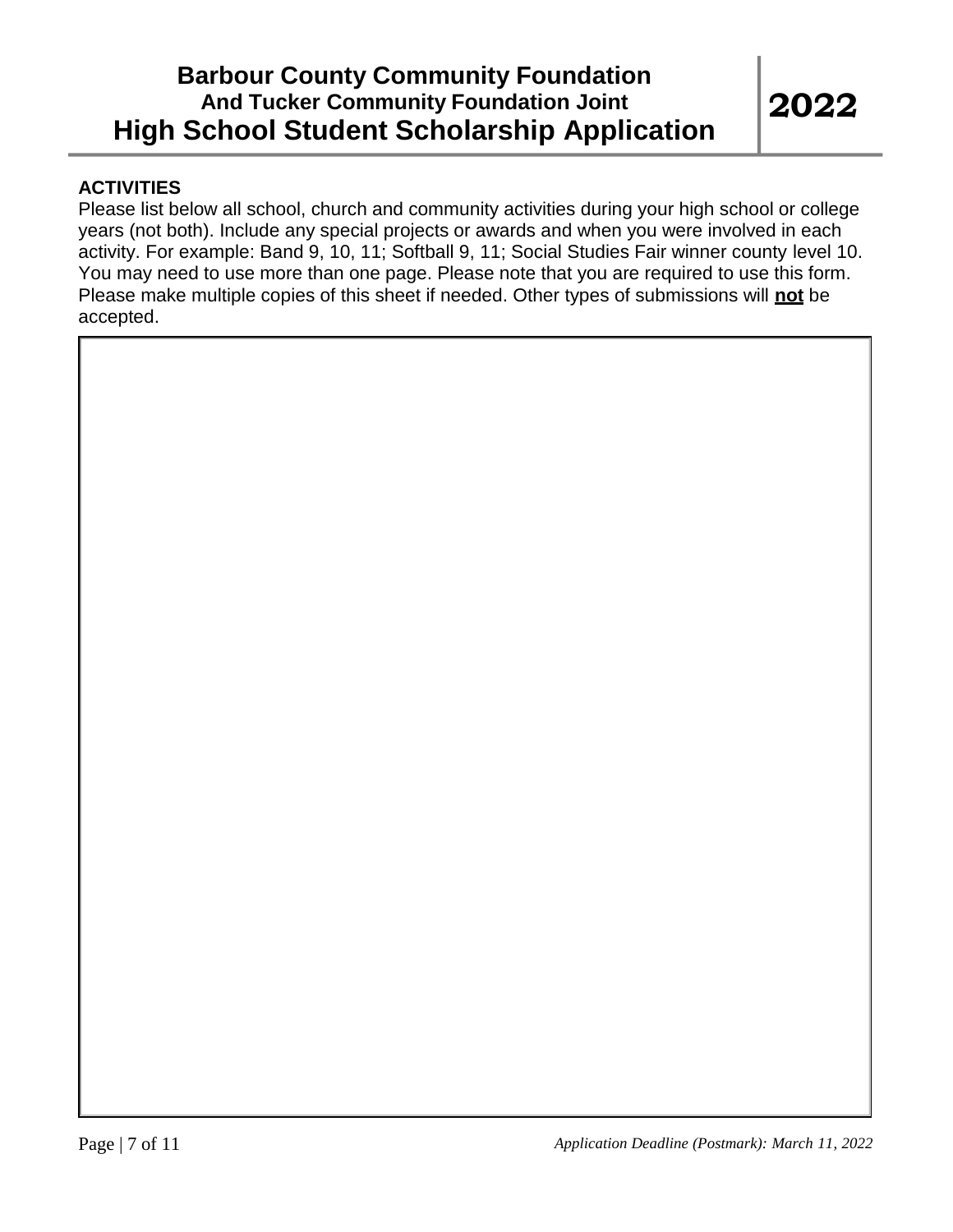## ACTIVITIES

Please list below all school, church and community activities during your high school or college years (not both). Include any special projects or awards and when you were involved in each activity. For example: Band 9, 10, 11; Softball 9, 11; Social Studies Fair winner county level 10. You may need to use more than one page. Please note that you are required to use this form. Please make multiple copies of this sheet if needed. Other types of submissions will **not** be accepted.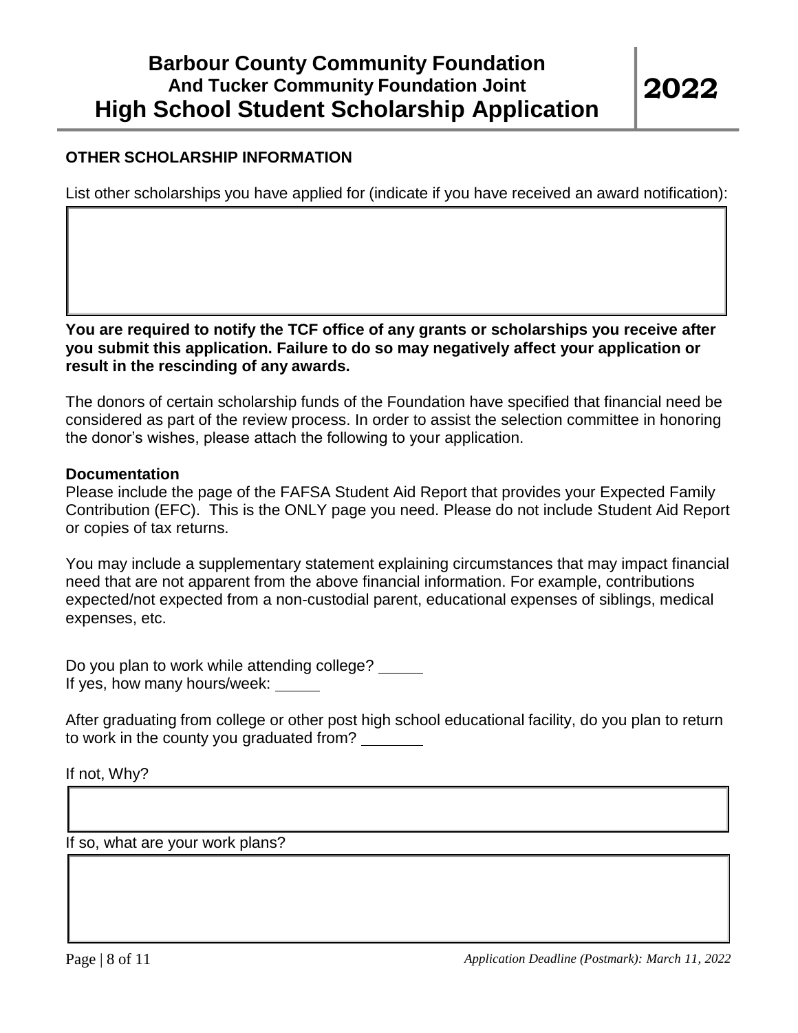## OTHER SCHOLARSHIP INFORMATION

List other scholarships you have applied for (indicate if you have received an award notification):

| |
|---|
| |

**You are required to notify the TCF office of any grants or scholarships you receive after you submit this application. Failure to do so may negatively affect your application or result in the rescinding of any awards.**

The donors of certain scholarship funds of the Foundation have specified that financial need be considered as part of the review process. In order to assist the selection committee in honoring the donor's wishes, please attach the following to your application.

**Documentation**

Please include the page of the FAFSA Student Aid Report that provides your Expected Family Contribution (EFC). This is the ONLY page you need. Please do not include Student Aid Report or copies of tax returns.

You may include a supplementary statement explaining circumstances that may impact financial need that are not apparent from the above financial information. For example, contributions expected/not expected from a non-custodial parent, educational expenses of siblings, medical expenses, etc.

Do you plan to work while attending college? _____
If yes, how many hours/week: _____

After graduating from college or other post high school educational facility, do you plan to return to work in the county you graduated from? _______

If not, Why?

| |
|---|
| |

If so, what are your work plans?

| |
|---|
| |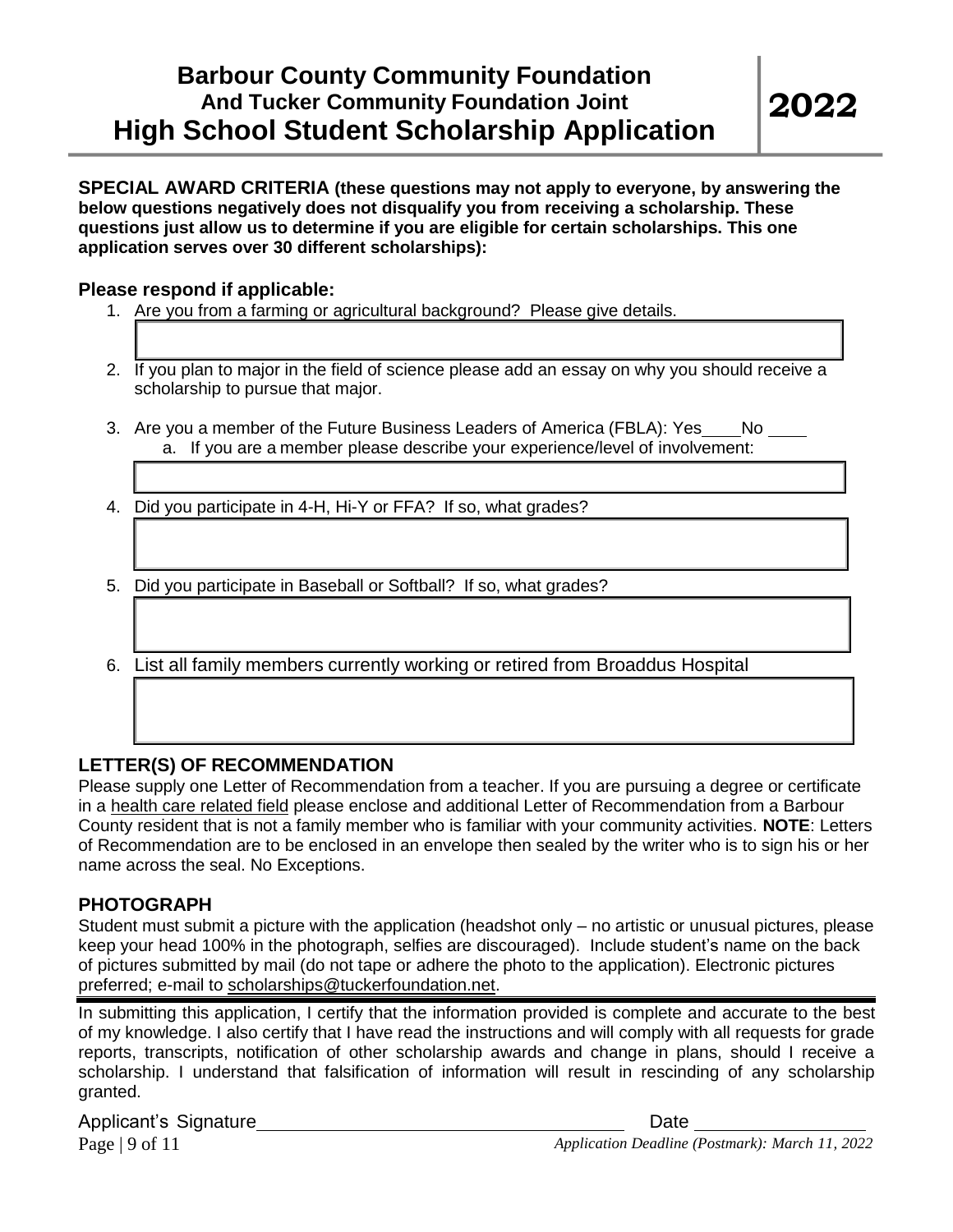# Barbour County Community Foundation And Tucker Community Foundation Joint High School Student Scholarship Application

# 2022

**SPECIAL AWARD CRITERIA (these questions may not apply to everyone, by answering the below questions negatively does not disqualify you from receiving a scholarship. These questions just allow us to determine if you are eligible for certain scholarships. This one application serves over 30 different scholarships):**

### Please respond if applicable:

1. Are you from a farming or agricultural background? Please give details.
2. If you plan to major in the field of science please add an essay on why you should receive a scholarship to pursue that major.
3. Are you a member of the Future Business Leaders of America (FBLA): Yes\_\_\_\_ No \_\_\_\_
   a. If you are a member please describe your experience/level of involvement:
4. Did you participate in 4-H, Hi-Y or FFA? If so, what grades?
5. Did you participate in Baseball or Softball? If so, what grades?
6. List all family members currently working or retired from Broaddus Hospital

### LETTER(S) OF RECOMMENDATION

Please supply one Letter of Recommendation from a teacher. If you are pursuing a degree or certificate in a health care related field please enclose and additional Letter of Recommendation from a Barbour County resident that is not a family member who is familiar with your community activities. **NOTE**: Letters of Recommendation are to be enclosed in an envelope then sealed by the writer who is to sign his or her name across the seal. No Exceptions.

### PHOTOGRAPH

Student must submit a picture with the application (headshot only – no artistic or unusual pictures, please keep your head 100% in the photograph, selfies are discouraged). Include student's name on the back of pictures submitted by mail (do not tape or adhere the photo to the application). Electronic pictures preferred; e-mail to scholarships@tuckerfoundation.net.

---

In submitting this application, I certify that the information provided is complete and accurate to the best of my knowledge. I also certify that I have read the instructions and will comply with all requests for grade reports, transcripts, notification of other scholarship awards and change in plans, should I receive a scholarship. I understand that falsification of information will result in rescinding of any scholarship granted.

Applicant's Signature\_\_\_\_\_\_\_\_\_\_\_\_\_\_\_\_\_\_\_\_\_\_\_\_\_\_\_\_\_\_\_\_\_\_\_\_ Date \_\_\_\_\_\_\_\_\_\_\_\_\_\_\_\_\_

*Application Deadline (Postmark): March 11, 2022*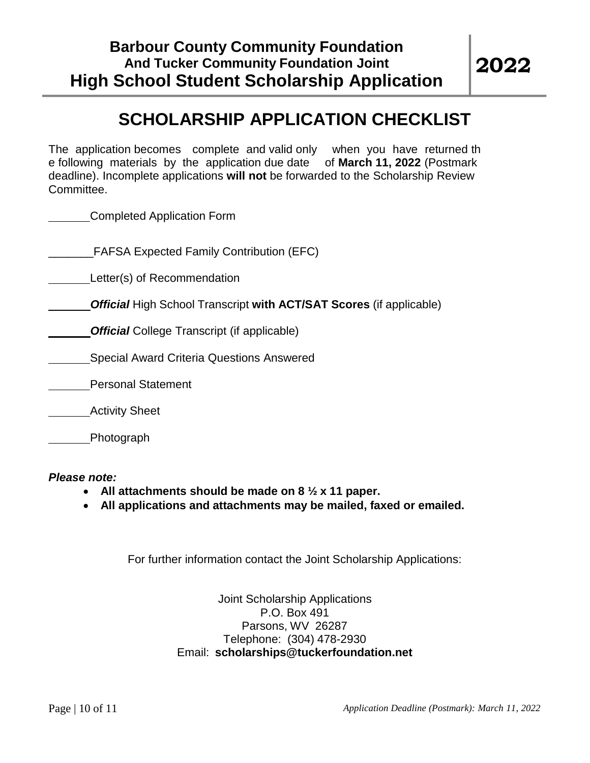# Barbour County Community Foundation And Tucker Community Foundation Joint High School Student Scholarship Application

# 2022

## SCHOLARSHIP APPLICATION CHECKLIST

The application becomes complete and valid only when you have returned the following materials by the application due date of **March 11, 2022** (Postmark deadline). Incomplete applications **will not** be forwarded to the Scholarship Review Committee.

_______Completed Application Form

_______FAFSA Expected Family Contribution (EFC)

_______Letter(s) of Recommendation

_______***Official*** High School Transcript **with ACT/SAT Scores** (if applicable)

_______***Official*** College Transcript (if applicable)

_______Special Award Criteria Questions Answered

_______Personal Statement

_______Activity Sheet

_______Photograph

***Please note:***

- **All attachments should be made on 8 ½ x 11 paper.**
- **All applications and attachments may be mailed, faxed or emailed.**

For further information contact the Joint Scholarship Applications:

Joint Scholarship Applications
P.O. Box 491
Parsons, WV 26287
Telephone: (304) 478-2930
Email: **scholarships@tuckerfoundation.net**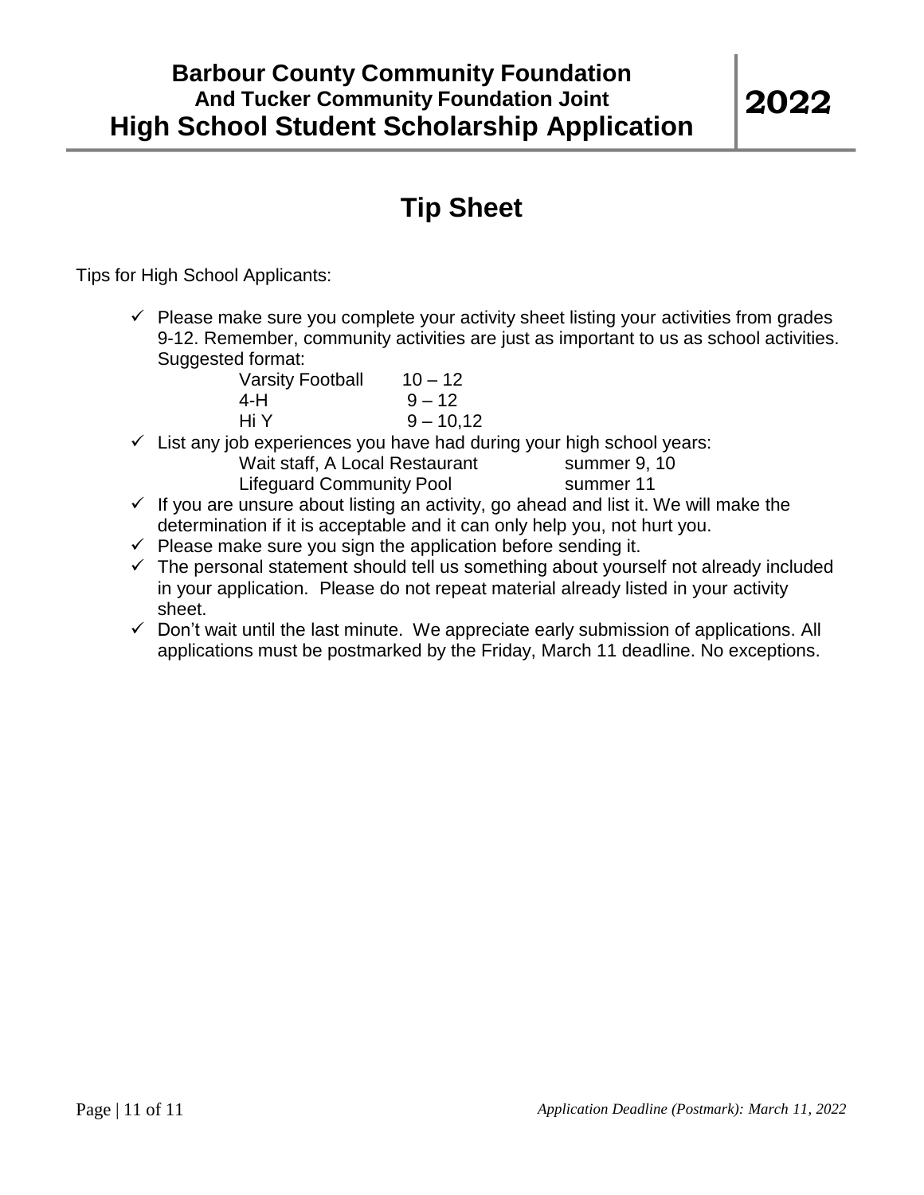# Barbour County Community Foundation And Tucker Community Foundation Joint High School Student Scholarship Application

**2022**

## Tip Sheet

Tips for High School Applicants:

- ✓ Please make sure you complete your activity sheet listing your activities from grades 9-12. Remember, community activities are just as important to us as school activities. Suggested format:

  | | |
  |---|---|
  | Varsity Football | 10 – 12 |
  | 4-H | 9 – 12 |
  | Hi Y | 9 – 10,12 |

- ✓ List any job experiences you have had during your high school years:

  | | |
  |---|---|
  | Wait staff, A Local Restaurant | summer 9, 10 |
  | Lifeguard Community Pool | summer 11 |

- ✓ If you are unsure about listing an activity, go ahead and list it. We will make the determination if it is acceptable and it can only help you, not hurt you.
- ✓ Please make sure you sign the application before sending it.
- ✓ The personal statement should tell us something about yourself not already included in your application. Please do not repeat material already listed in your activity sheet.
- ✓ Don't wait until the last minute. We appreciate early submission of applications. All applications must be postmarked by the Friday, March 11 deadline. No exceptions.